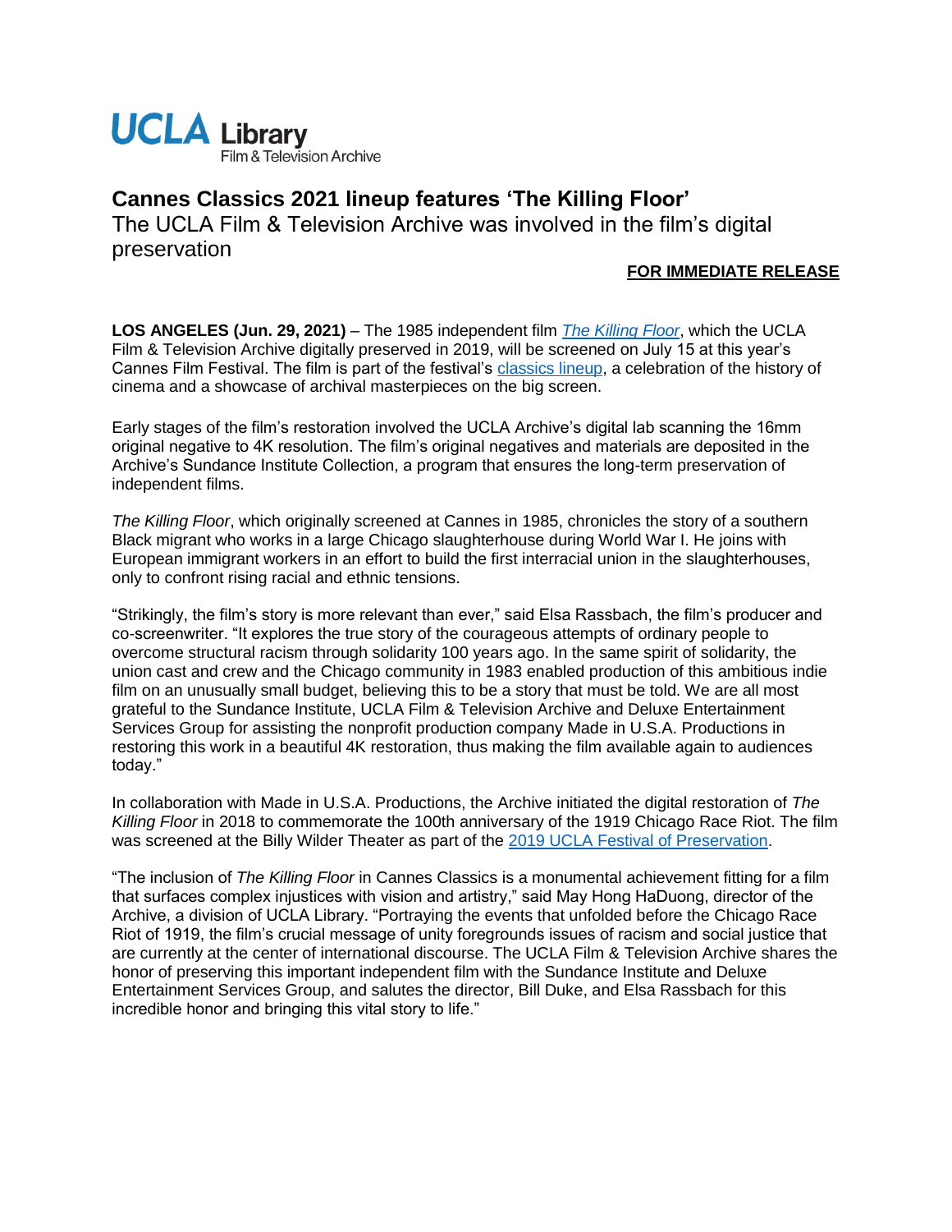UCLA Library
Film & Television Archive

## Cannes Classics 2021 lineup features 'The Killing Floor'

The UCLA Film & Television Archive was involved in the film's digital preservation

**FOR IMMEDIATE RELEASE**

**LOS ANGELES (Jun. 29, 2021)** – The 1985 independent film *The Killing Floor*, which the UCLA Film & Television Archive digitally preserved in 2019, will be screened on July 15 at this year's Cannes Film Festival. The film is part of the festival's classics lineup, a celebration of the history of cinema and a showcase of archival masterpieces on the big screen.

Early stages of the film's restoration involved the UCLA Archive's digital lab scanning the 16mm original negative to 4K resolution. The film's original negatives and materials are deposited in the Archive's Sundance Institute Collection, a program that ensures the long-term preservation of independent films.

*The Killing Floor*, which originally screened at Cannes in 1985, chronicles the story of a southern Black migrant who works in a large Chicago slaughterhouse during World War I. He joins with European immigrant workers in an effort to build the first interracial union in the slaughterhouses, only to confront rising racial and ethnic tensions.

"Strikingly, the film's story is more relevant than ever," said Elsa Rassbach, the film's producer and co-screenwriter. "It explores the true story of the courageous attempts of ordinary people to overcome structural racism through solidarity 100 years ago. In the same spirit of solidarity, the union cast and crew and the Chicago community in 1983 enabled production of this ambitious indie film on an unusually small budget, believing this to be a story that must be told. We are all most grateful to the Sundance Institute, UCLA Film & Television Archive and Deluxe Entertainment Services Group for assisting the nonprofit production company Made in U.S.A. Productions in restoring this work in a beautiful 4K restoration, thus making the film available again to audiences today."

In collaboration with Made in U.S.A. Productions, the Archive initiated the digital restoration of *The Killing Floor* in 2018 to commemorate the 100th anniversary of the 1919 Chicago Race Riot. The film was screened at the Billy Wilder Theater as part of the 2019 UCLA Festival of Preservation.

"The inclusion of *The Killing Floor* in Cannes Classics is a monumental achievement fitting for a film that surfaces complex injustices with vision and artistry," said May Hong HaDuong, director of the Archive, a division of UCLA Library. "Portraying the events that unfolded before the Chicago Race Riot of 1919, the film's crucial message of unity foregrounds issues of racism and social justice that are currently at the center of international discourse. The UCLA Film & Television Archive shares the honor of preserving this important independent film with the Sundance Institute and Deluxe Entertainment Services Group, and salutes the director, Bill Duke, and Elsa Rassbach for this incredible honor and bringing this vital story to life."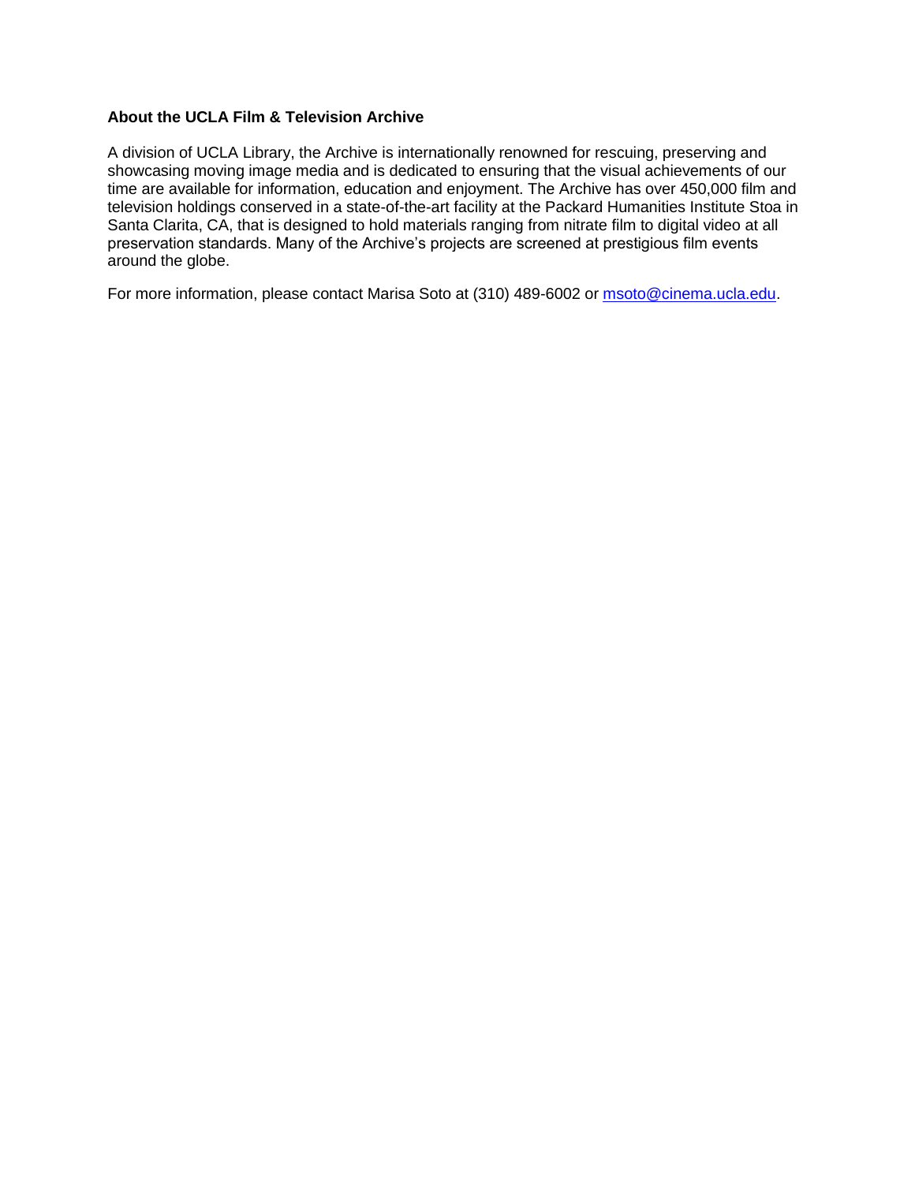**About the UCLA Film & Television Archive**

A division of UCLA Library, the Archive is internationally renowned for rescuing, preserving and showcasing moving image media and is dedicated to ensuring that the visual achievements of our time are available for information, education and enjoyment. The Archive has over 450,000 film and television holdings conserved in a state-of-the-art facility at the Packard Humanities Institute Stoa in Santa Clarita, CA, that is designed to hold materials ranging from nitrate film to digital video at all preservation standards. Many of the Archive's projects are screened at prestigious film events around the globe.

For more information, please contact Marisa Soto at (310) 489-6002 or [msoto@cinema.ucla.edu](mailto:msoto@cinema.ucla.edu).